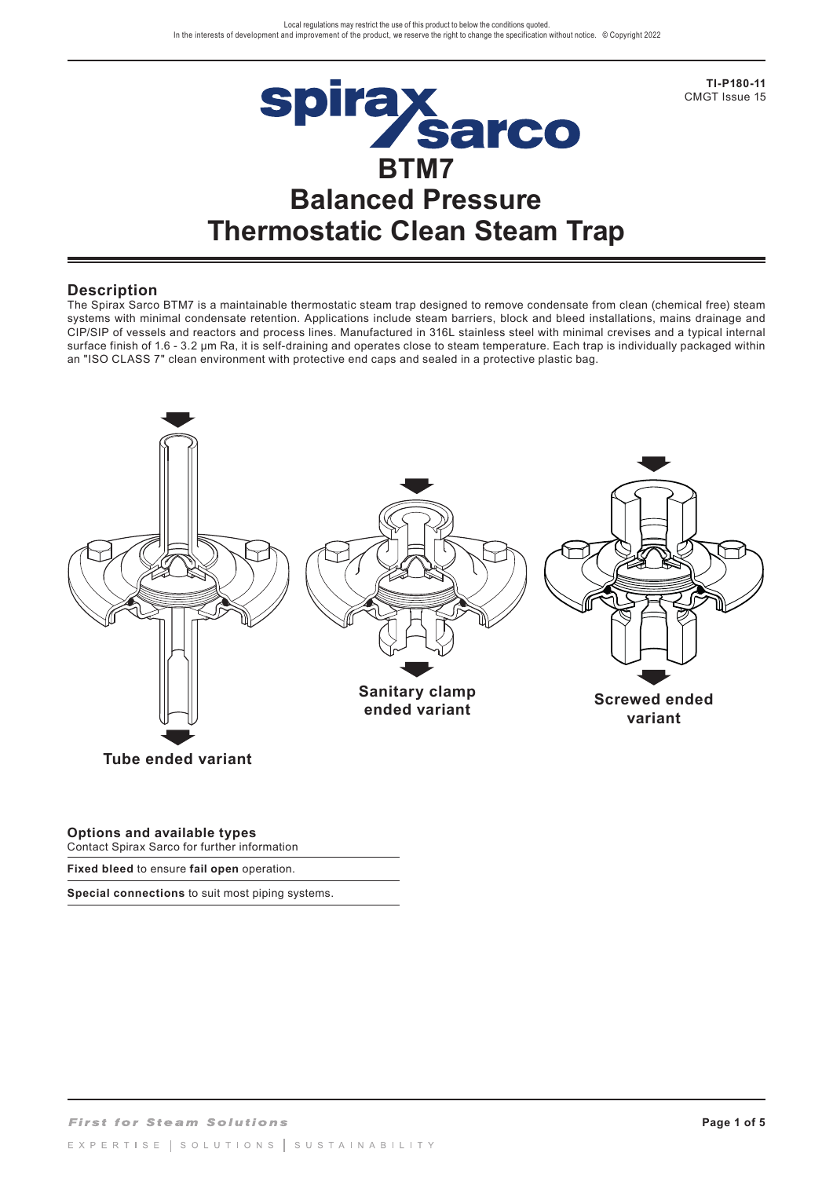# BTM7
# Balanced Pressure Thermostatic Clean Steam Trap

## Description

The Spirax Sarco BTM7 is a maintainable thermostatic steam trap designed to remove condensate from clean (chemical free) steam systems with minimal condensate retention. Applications include steam barriers, block and bleed installations, mains drainage and CIP/SIP of vessels and reactors and process lines. Manufactured in 316L stainless steel with minimal crevises and a typical internal surface finish of 1.6 - 3.2 µm Ra, it is self-draining and operates close to steam temperature. Each trap is individually packaged within an "ISO CLASS 7" clean environment with protective end caps and sealed in a protective plastic bag.

Tube ended variant

Sanitary clamp ended variant

Screwed ended variant

### Options and available types

Contact Spirax Sarco for further information

**Fixed bleed** to ensure **fail open** operation.

**Special connections** to suit most piping systems.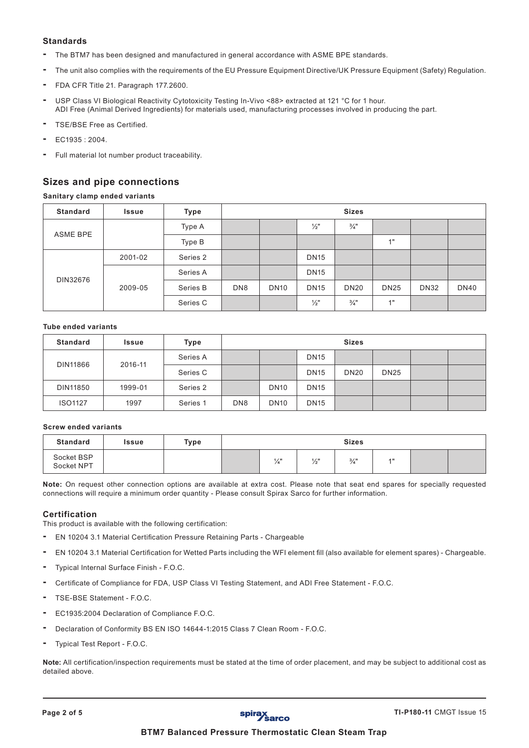### Standards

- The BTM7 has been designed and manufactured in general accordance with ASME BPE standards.
- The unit also complies with the requirements of the EU Pressure Equipment Directive/UK Pressure Equipment (Safety) Regulation.
- FDA CFR Title 21. Paragraph 177.2600.
- USP Class VI Biological Reactivity Cytotoxicity Testing In-Vivo <88> extracted at 121 °C for 1 hour.
  ADI Free (Animal Derived Ingredients) for materials used, manufacturing processes involved in producing the part.
- TSE/BSE Free as Certified.
- EC1935 : 2004.
- Full material lot number product traceability.

## Sizes and pipe connections

**Sanitary clamp ended variants**

| Standard | Issue | Type | Sizes | | | | | | |
|---|---|---|---|---|---|---|---|---|---|
| ASME BPE | | Type A | | | ½" | ¾" | | | |
| | | Type B | | | | | 1" | | |
| DIN32676 | 2001-02 | Series 2 | | | DN15 | | | | |
| | 2009-05 | Series A | | | DN15 | | | | |
| | | Series B | DN8 | DN10 | DN15 | DN20 | DN25 | DN32 | DN40 |
| | | Series C | | | ½" | ¾" | 1" | | |

**Tube ended variants**

| Standard | Issue | Type | Sizes | | | | | | |
|---|---|---|---|---|---|---|---|---|---|
| DIN11866 | 2016-11 | Series A | | | DN15 | | | | |
| | | Series C | | | DN15 | DN20 | DN25 | | |
| DIN11850 | 1999-01 | Series 2 | | DN10 | DN15 | | | | |
| ISO1127 | 1997 | Series 1 | DN8 | DN10 | DN15 | | | | |

**Screw ended variants**

| Standard | Issue | Type | Sizes | | | | | | |
|---|---|---|---|---|---|---|---|---|---|
| Socket BSP Socket NPT | | | | ¼" | ½" | ¾" | 1" | | |

**Note:** On request other connection options are available at extra cost. Please note that seat end spares for specially requested connections will require a minimum order quantity - Please consult Spirax Sarco for further information.

### Certification

This product is available with the following certification:

- EN 10204 3.1 Material Certification Pressure Retaining Parts - Chargeable
- EN 10204 3.1 Material Certification for Wetted Parts including the WFI element fill (also available for element spares) - Chargeable.
- Typical Internal Surface Finish - F.O.C.
- Certificate of Compliance for FDA, USP Class VI Testing Statement, and ADI Free Statement - F.O.C.
- TSE-BSE Statement - F.O.C.
- EC1935:2004 Declaration of Compliance F.O.C.
- Declaration of Conformity BS EN ISO 14644-1:2015 Class 7 Clean Room - F.O.C.
- Typical Test Report - F.O.C.

**Note:** All certification/inspection requirements must be stated at the time of order placement, and may be subject to additional cost as detailed above.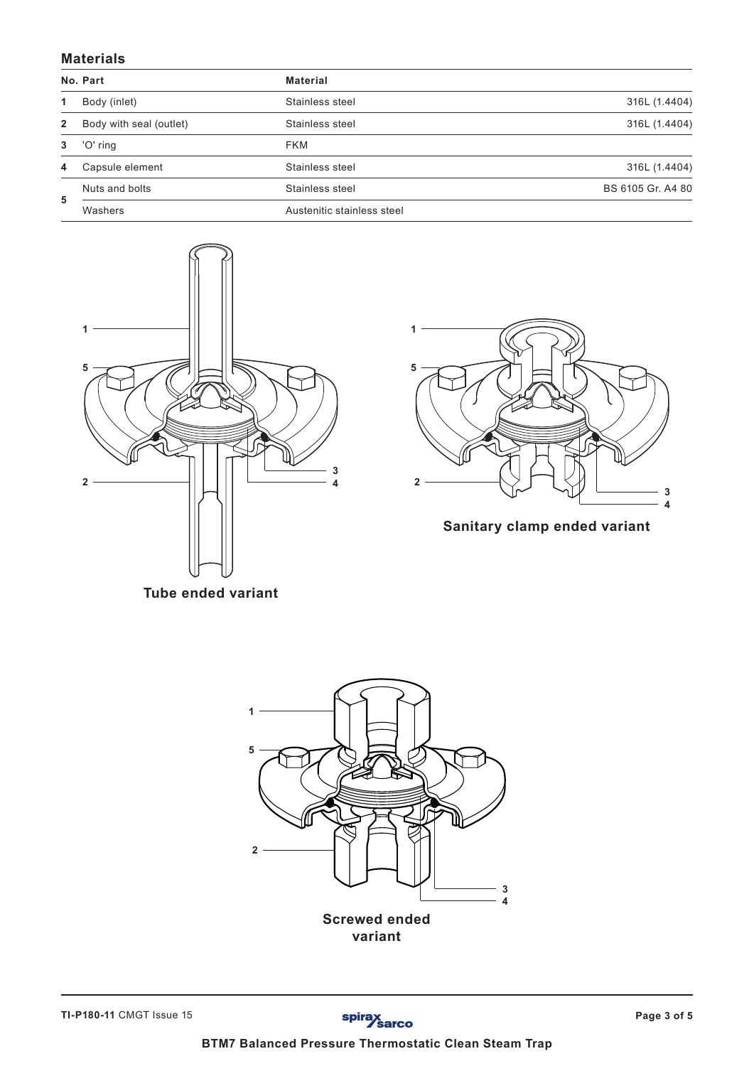## Materials

| No. | Part | Material | |
|---|---|---|---|
| 1 | Body (inlet) | Stainless steel | 316L (1.4404) |
| 2 | Body with seal (outlet) | Stainless steel | 316L (1.4404) |
| 3 | 'O' ring | FKM | |
| 4 | Capsule element | Stainless steel | 316L (1.4404) |
| 5 | Nuts and bolts | Stainless steel | BS 6105 Gr. A4 80 |
| | Washers | Austenitic stainless steel | |

Tube ended variant

Sanitary clamp ended variant

Screwed ended variant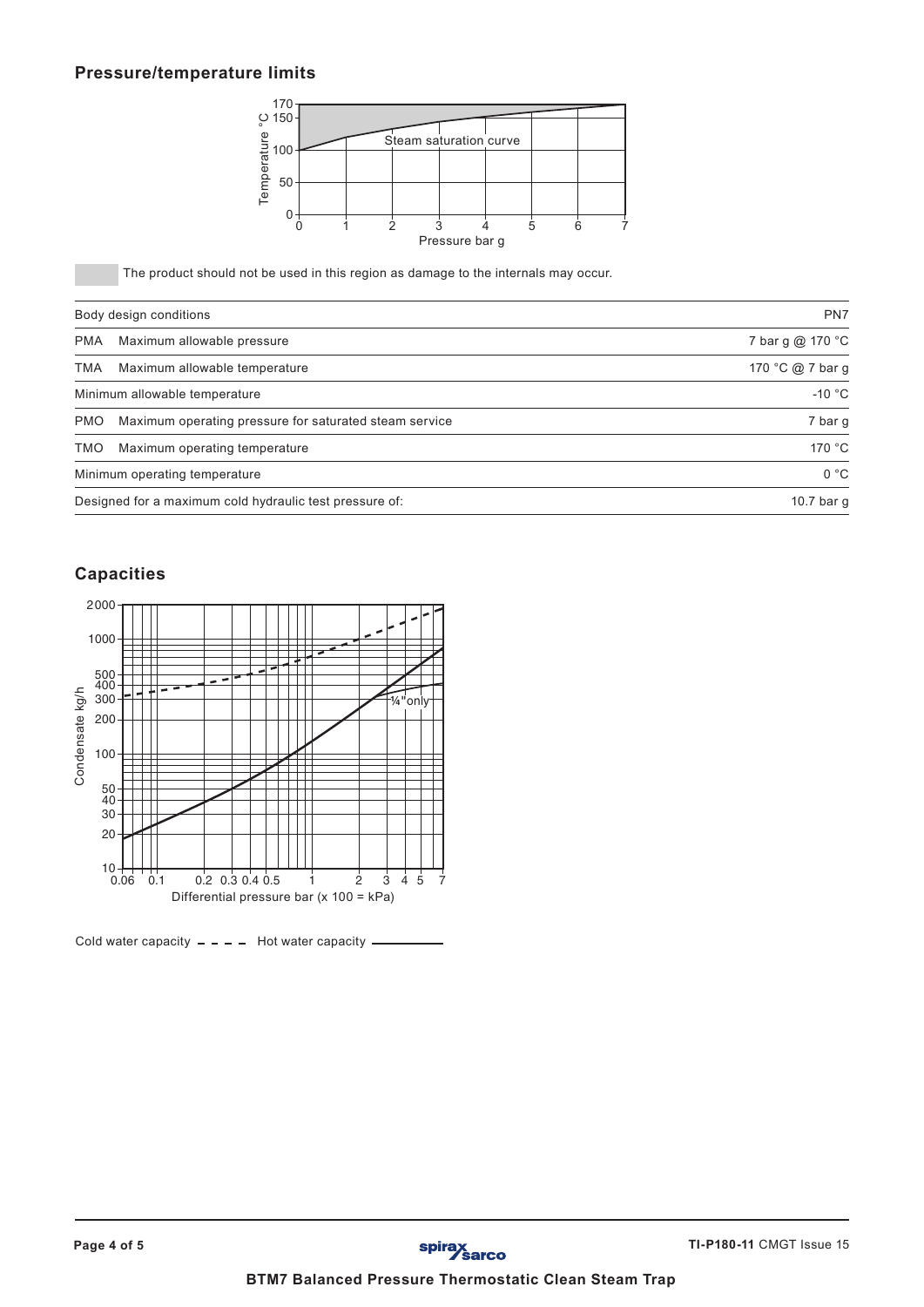## Pressure/temperature limits

The product should not be used in this region as damage to the internals may occur.

| Body design conditions | | PN7 |
|---|---|---|
| PMA | Maximum allowable pressure | 7 bar g @ 170 °C |
| TMA | Maximum allowable temperature | 170 °C @ 7 bar g |
| Minimum allowable temperature | | -10 °C |
| PMO | Maximum operating pressure for saturated steam service | 7 bar g |
| TMO | Maximum operating temperature | 170 °C |
| Minimum operating temperature | | 0 °C |
| Designed for a maximum cold hydraulic test pressure of: | | 10.7 bar g |

## Capacities

Cold water capacity - - - - Hot water capacity ———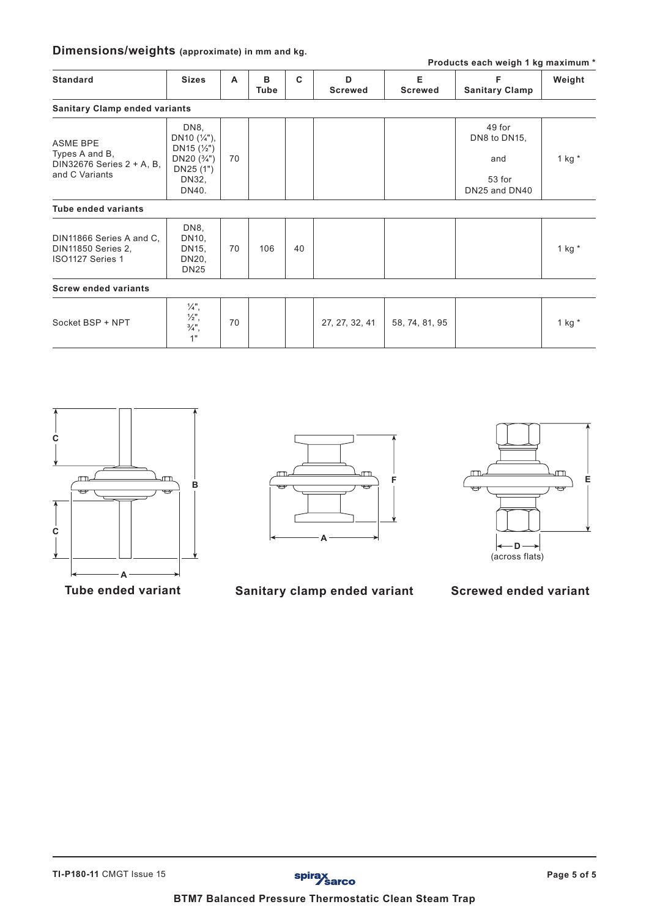## Dimensions/weights (approximate) in mm and kg.

**Products each weigh 1 kg maximum ***

| Standard | Sizes | A | B Tube | C | D Screwed | E Screwed | F Sanitary Clamp | Weight |
|---|---|---|---|---|---|---|---|---|
| **Sanitary Clamp ended variants** | | | | | | | | |
| ASME BPE Types A and B, DIN32676 Series 2 + A, B, and C Variants | DN8, DN10 (¼"), DN15 (½") DN20 (¾") DN25 (1") DN32, DN40. | 70 | | | | | 49 for DN8 to DN15, and 53 for DN25 and DN40 | 1 kg * |
| **Tube ended variants** | | | | | | | | |
| DIN11866 Series A and C, DIN11850 Series 2, ISO1127 Series 1 | DN8, DN10, DN15, DN20, DN25 | 70 | 106 | 40 | | | | 1 kg * |
| **Screw ended variants** | | | | | | | | |
| Socket BSP + NPT | ¼", ½", ¾", 1" | 70 | | | 27, 27, 32, 41 | 58, 74, 81, 95 | | 1 kg * |

**Tube ended variant**

**Sanitary clamp ended variant**

**Screwed ended variant**

(across flats)

**TI-P180-11** CMGT Issue 15

**BTM7 Balanced Pressure Thermostatic Clean Steam Trap**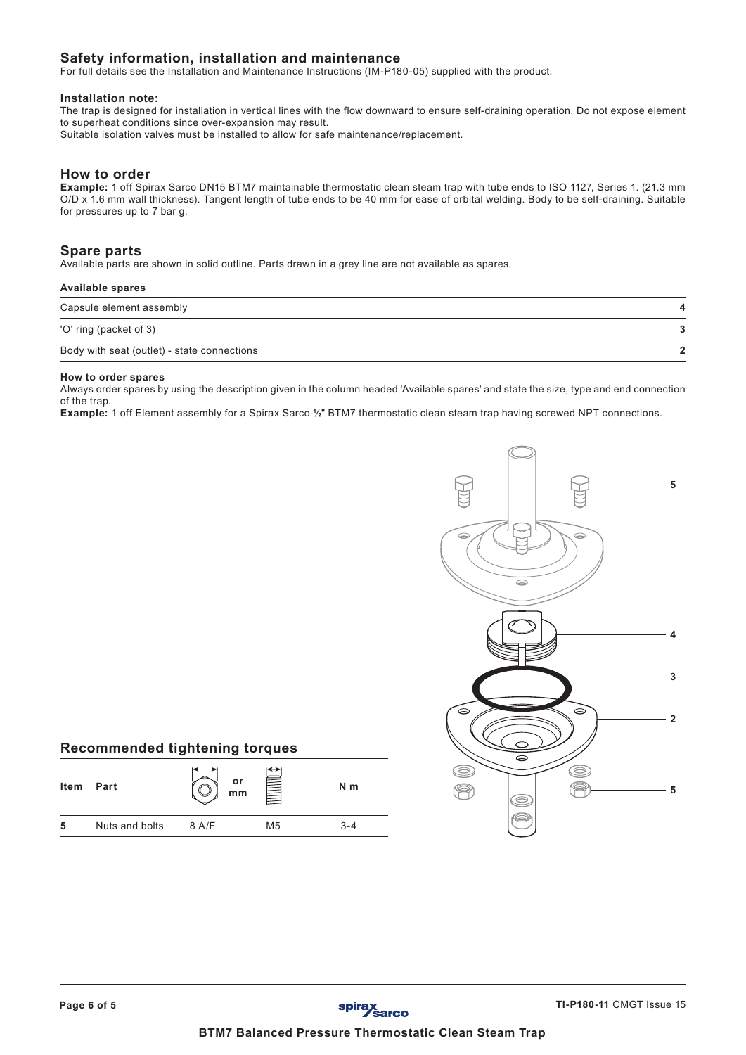## Safety information, installation and maintenance

For full details see the Installation and Maintenance Instructions (IM-P180-05) supplied with the product.

**Installation note:**

The trap is designed for installation in vertical lines with the flow downward to ensure self-draining operation. Do not expose element to superheat conditions since over-expansion may result.

Suitable isolation valves must be installed to allow for safe maintenance/replacement.

## How to order

**Example:** 1 off Spirax Sarco DN15 BTM7 maintainable thermostatic clean steam trap with tube ends to ISO 1127, Series 1. (21.3 mm O/D x 1.6 mm wall thickness). Tangent length of tube ends to be 40 mm for ease of orbital welding. Body to be self-draining. Suitable for pressures up to 7 bar g.

## Spare parts

Available parts are shown in solid outline. Parts drawn in a grey line are not available as spares.

| Available spares | |
|---|---|
| Capsule element assembly | 4 |
| 'O' ring (packet of 3) | 3 |
| Body with seat (outlet) - state connections | 2 |

**How to order spares**

Always order spares by using the description given in the column headed 'Available spares' and state the size, type and end connection of the trap.

**Example:** 1 off Element assembly for a Spirax Sarco ½" BTM7 thermostatic clean steam trap having screwed NPT connections.

5

4

3

2

5

## Recommended tightening torques

| Item | Part | | or mm | N m |
|---|---|---|---|---|
| 5 | Nuts and bolts | 8 A/F | M5 | 3 - 4 |